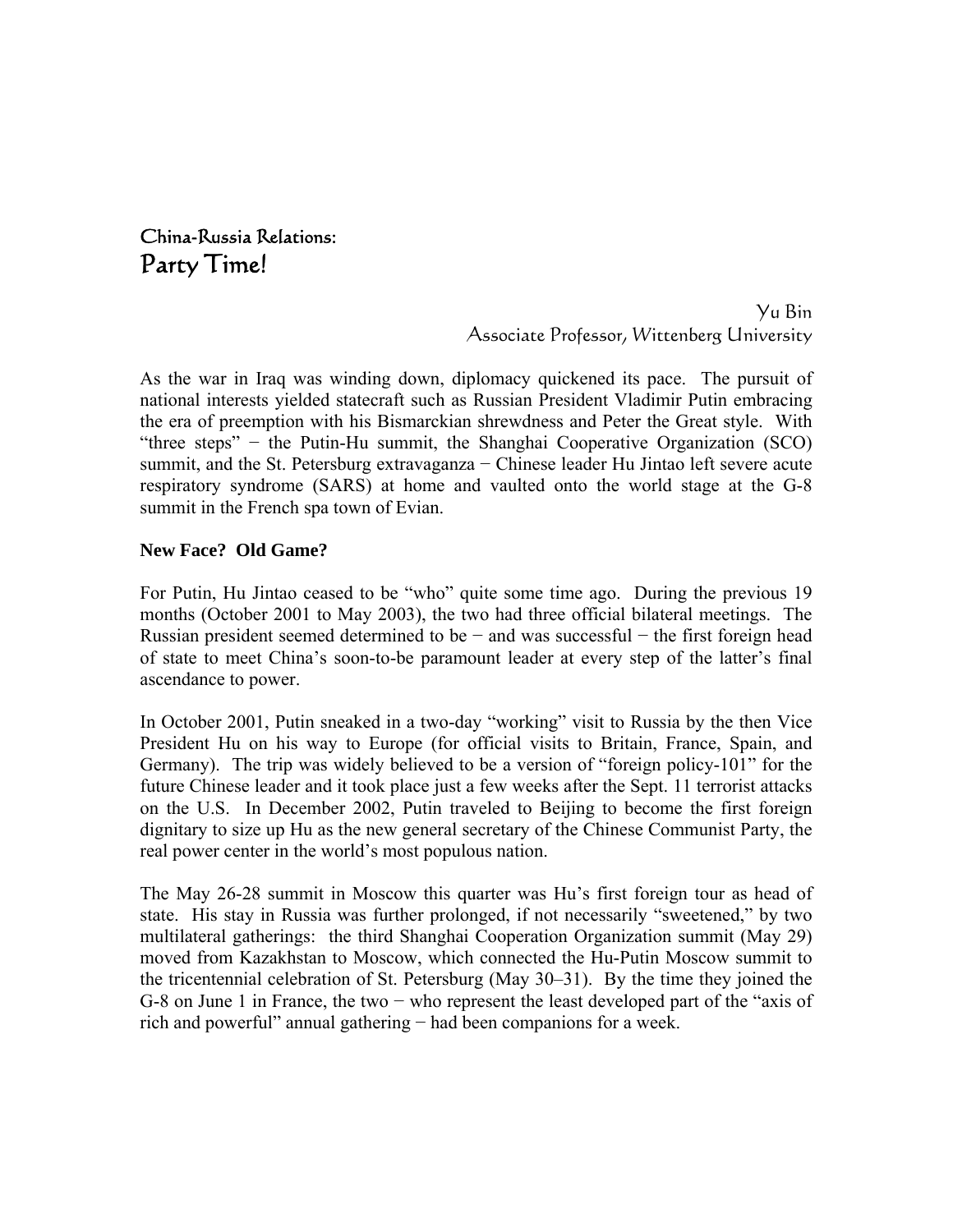# China-Russia Relations:
# Party Time!

Yu Bin
Associate Professor, Wittenberg University

As the war in Iraq was winding down, diplomacy quickened its pace. The pursuit of national interests yielded statecraft such as Russian President Vladimir Putin embracing the era of preemption with his Bismarckian shrewdness and Peter the Great style. With "three steps" − the Putin-Hu summit, the Shanghai Cooperative Organization (SCO) summit, and the St. Petersburg extravaganza − Chinese leader Hu Jintao left severe acute respiratory syndrome (SARS) at home and vaulted onto the world stage at the G-8 summit in the French spa town of Evian.

**New Face? Old Game?**

For Putin, Hu Jintao ceased to be "who" quite some time ago. During the previous 19 months (October 2001 to May 2003), the two had three official bilateral meetings. The Russian president seemed determined to be − and was successful − the first foreign head of state to meet China's soon-to-be paramount leader at every step of the latter's final ascendance to power.

In October 2001, Putin sneaked in a two-day "working" visit to Russia by the then Vice President Hu on his way to Europe (for official visits to Britain, France, Spain, and Germany). The trip was widely believed to be a version of "foreign policy-101" for the future Chinese leader and it took place just a few weeks after the Sept. 11 terrorist attacks on the U.S. In December 2002, Putin traveled to Beijing to become the first foreign dignitary to size up Hu as the new general secretary of the Chinese Communist Party, the real power center in the world's most populous nation.

The May 26-28 summit in Moscow this quarter was Hu's first foreign tour as head of state. His stay in Russia was further prolonged, if not necessarily "sweetened," by two multilateral gatherings: the third Shanghai Cooperation Organization summit (May 29) moved from Kazakhstan to Moscow, which connected the Hu-Putin Moscow summit to the tricentennial celebration of St. Petersburg (May 30–31). By the time they joined the G-8 on June 1 in France, the two − who represent the least developed part of the "axis of rich and powerful" annual gathering − had been companions for a week.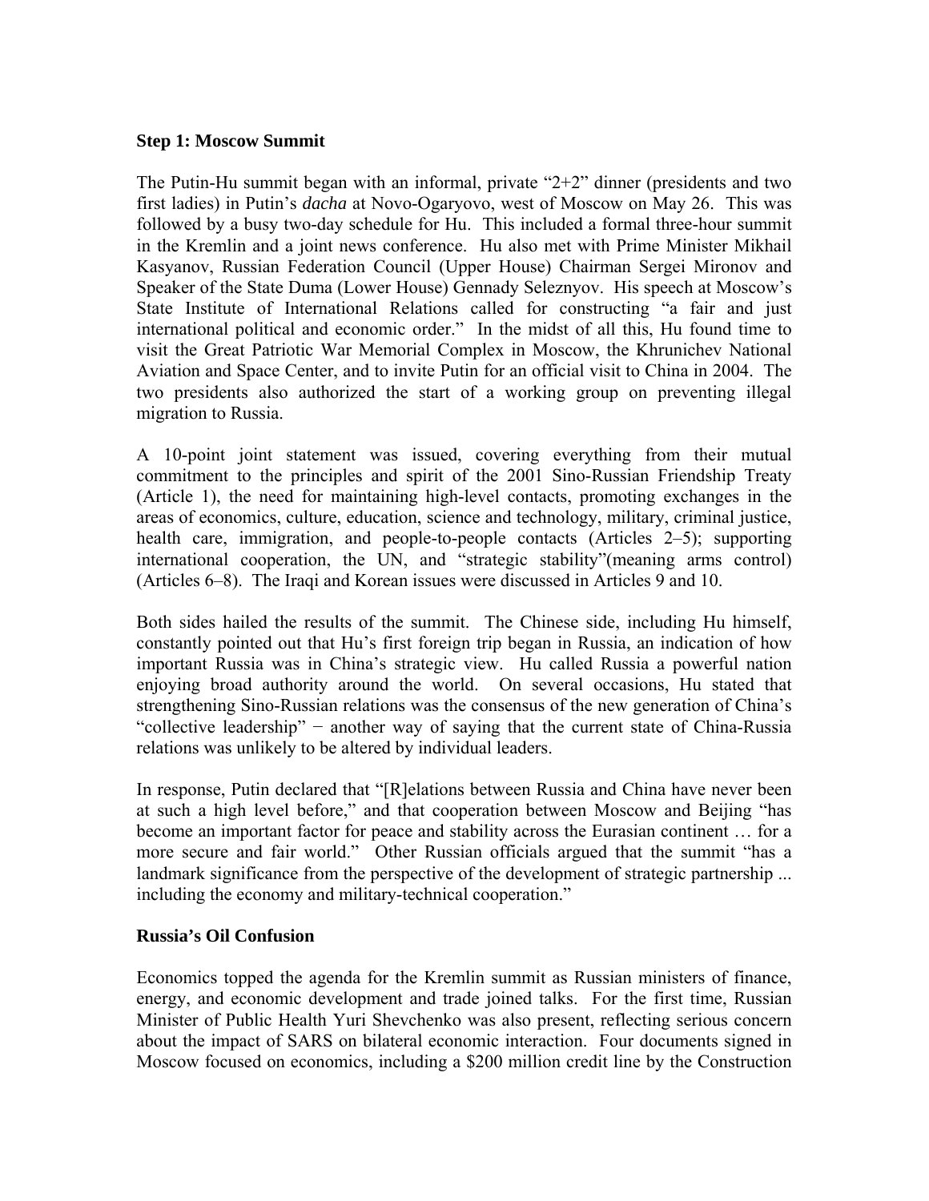**Step 1: Moscow Summit**

The Putin-Hu summit began with an informal, private "2+2" dinner (presidents and two first ladies) in Putin's *dacha* at Novo-Ogaryovo, west of Moscow on May 26. This was followed by a busy two-day schedule for Hu. This included a formal three-hour summit in the Kremlin and a joint news conference. Hu also met with Prime Minister Mikhail Kasyanov, Russian Federation Council (Upper House) Chairman Sergei Mironov and Speaker of the State Duma (Lower House) Gennady Seleznyov. His speech at Moscow's State Institute of International Relations called for constructing "a fair and just international political and economic order." In the midst of all this, Hu found time to visit the Great Patriotic War Memorial Complex in Moscow, the Khrunichev National Aviation and Space Center, and to invite Putin for an official visit to China in 2004. The two presidents also authorized the start of a working group on preventing illegal migration to Russia.

A 10-point joint statement was issued, covering everything from their mutual commitment to the principles and spirit of the 2001 Sino-Russian Friendship Treaty (Article 1), the need for maintaining high-level contacts, promoting exchanges in the areas of economics, culture, education, science and technology, military, criminal justice, health care, immigration, and people-to-people contacts (Articles 2–5); supporting international cooperation, the UN, and "strategic stability"(meaning arms control) (Articles 6–8). The Iraqi and Korean issues were discussed in Articles 9 and 10.

Both sides hailed the results of the summit. The Chinese side, including Hu himself, constantly pointed out that Hu's first foreign trip began in Russia, an indication of how important Russia was in China's strategic view. Hu called Russia a powerful nation enjoying broad authority around the world. On several occasions, Hu stated that strengthening Sino-Russian relations was the consensus of the new generation of China's "collective leadership" − another way of saying that the current state of China-Russia relations was unlikely to be altered by individual leaders.

In response, Putin declared that "[R]elations between Russia and China have never been at such a high level before," and that cooperation between Moscow and Beijing "has become an important factor for peace and stability across the Eurasian continent … for a more secure and fair world." Other Russian officials argued that the summit "has a landmark significance from the perspective of the development of strategic partnership ... including the economy and military-technical cooperation."

**Russia's Oil Confusion**

Economics topped the agenda for the Kremlin summit as Russian ministers of finance, energy, and economic development and trade joined talks. For the first time, Russian Minister of Public Health Yuri Shevchenko was also present, reflecting serious concern about the impact of SARS on bilateral economic interaction. Four documents signed in Moscow focused on economics, including a $200 million credit line by the Construction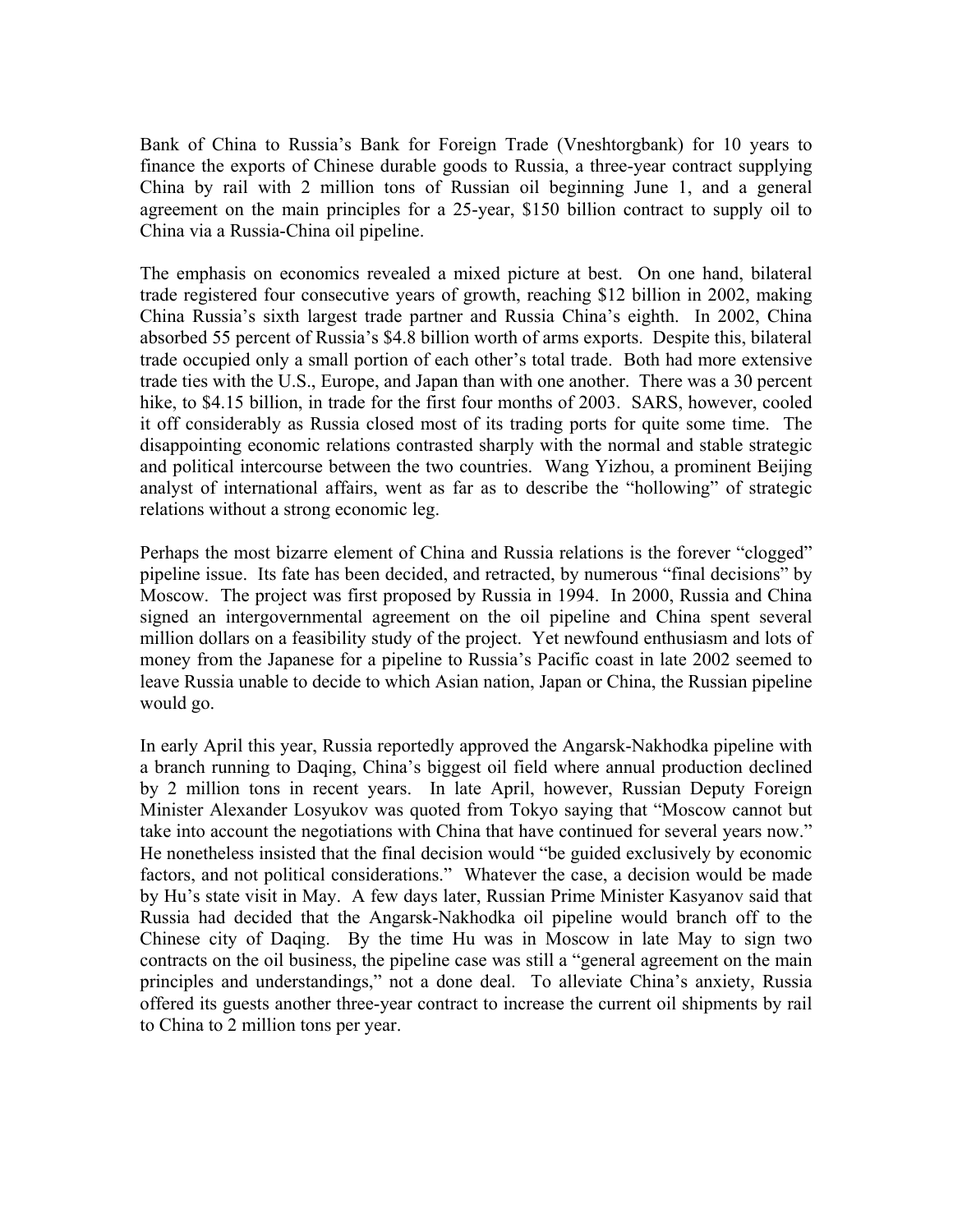Bank of China to Russia's Bank for Foreign Trade (Vneshtorgbank) for 10 years to finance the exports of Chinese durable goods to Russia, a three-year contract supplying China by rail with 2 million tons of Russian oil beginning June 1, and a general agreement on the main principles for a 25-year, $150 billion contract to supply oil to China via a Russia-China oil pipeline.

The emphasis on economics revealed a mixed picture at best. On one hand, bilateral trade registered four consecutive years of growth, reaching $12 billion in 2002, making China Russia's sixth largest trade partner and Russia China's eighth. In 2002, China absorbed 55 percent of Russia's $4.8 billion worth of arms exports. Despite this, bilateral trade occupied only a small portion of each other's total trade. Both had more extensive trade ties with the U.S., Europe, and Japan than with one another. There was a 30 percent hike, to $4.15 billion, in trade for the first four months of 2003. SARS, however, cooled it off considerably as Russia closed most of its trading ports for quite some time. The disappointing economic relations contrasted sharply with the normal and stable strategic and political intercourse between the two countries. Wang Yizhou, a prominent Beijing analyst of international affairs, went as far as to describe the "hollowing" of strategic relations without a strong economic leg.

Perhaps the most bizarre element of China and Russia relations is the forever "clogged" pipeline issue. Its fate has been decided, and retracted, by numerous "final decisions" by Moscow. The project was first proposed by Russia in 1994. In 2000, Russia and China signed an intergovernmental agreement on the oil pipeline and China spent several million dollars on a feasibility study of the project. Yet newfound enthusiasm and lots of money from the Japanese for a pipeline to Russia's Pacific coast in late 2002 seemed to leave Russia unable to decide to which Asian nation, Japan or China, the Russian pipeline would go.

In early April this year, Russia reportedly approved the Angarsk-Nakhodka pipeline with a branch running to Daqing, China's biggest oil field where annual production declined by 2 million tons in recent years. In late April, however, Russian Deputy Foreign Minister Alexander Losyukov was quoted from Tokyo saying that "Moscow cannot but take into account the negotiations with China that have continued for several years now." He nonetheless insisted that the final decision would "be guided exclusively by economic factors, and not political considerations." Whatever the case, a decision would be made by Hu's state visit in May. A few days later, Russian Prime Minister Kasyanov said that Russia had decided that the Angarsk-Nakhodka oil pipeline would branch off to the Chinese city of Daqing. By the time Hu was in Moscow in late May to sign two contracts on the oil business, the pipeline case was still a "general agreement on the main principles and understandings," not a done deal. To alleviate China's anxiety, Russia offered its guests another three-year contract to increase the current oil shipments by rail to China to 2 million tons per year.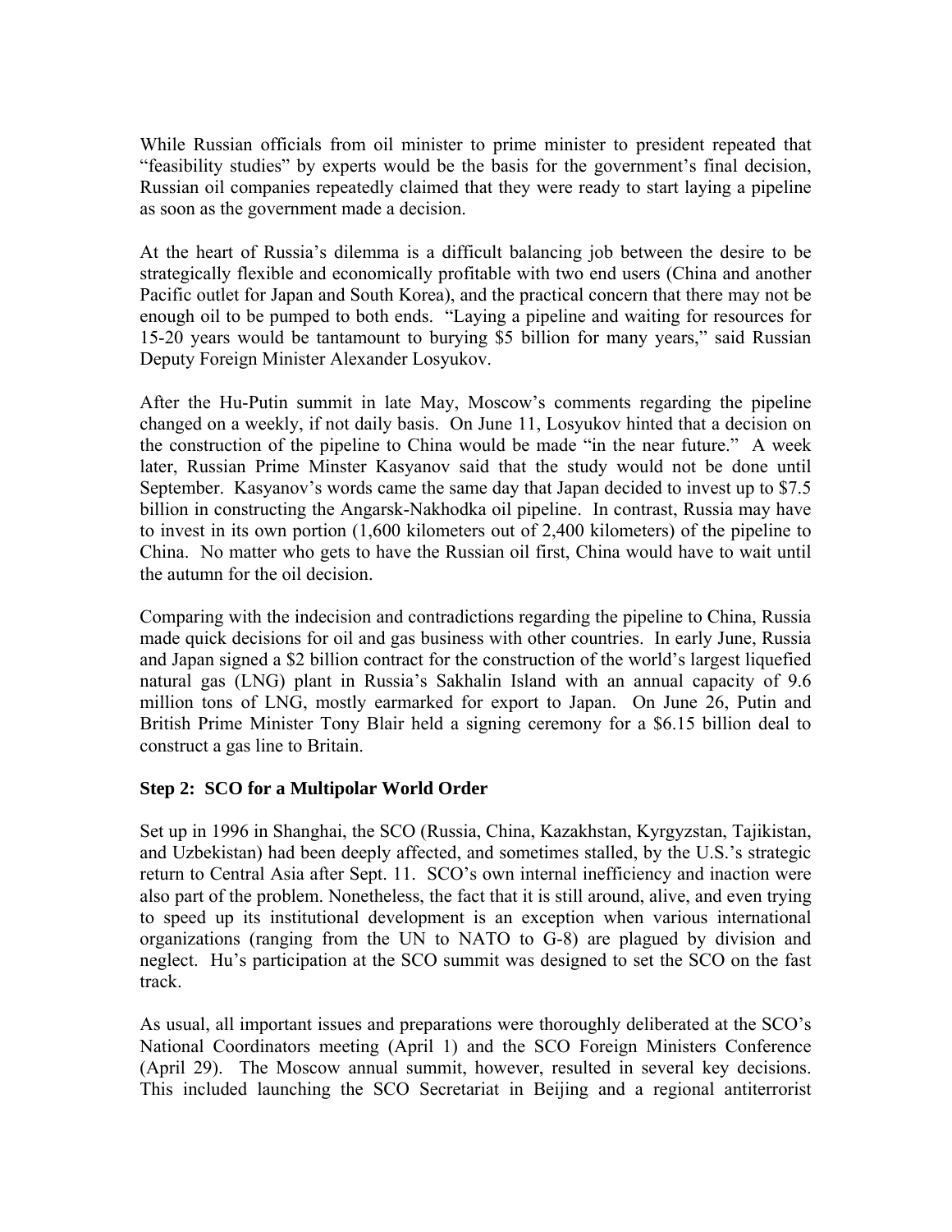While Russian officials from oil minister to prime minister to president repeated that "feasibility studies" by experts would be the basis for the government's final decision, Russian oil companies repeatedly claimed that they were ready to start laying a pipeline as soon as the government made a decision.

At the heart of Russia's dilemma is a difficult balancing job between the desire to be strategically flexible and economically profitable with two end users (China and another Pacific outlet for Japan and South Korea), and the practical concern that there may not be enough oil to be pumped to both ends. "Laying a pipeline and waiting for resources for 15-20 years would be tantamount to burying $5 billion for many years," said Russian Deputy Foreign Minister Alexander Losyukov.

After the Hu-Putin summit in late May, Moscow's comments regarding the pipeline changed on a weekly, if not daily basis. On June 11, Losyukov hinted that a decision on the construction of the pipeline to China would be made "in the near future." A week later, Russian Prime Minster Kasyanov said that the study would not be done until September. Kasyanov's words came the same day that Japan decided to invest up to $7.5 billion in constructing the Angarsk-Nakhodka oil pipeline. In contrast, Russia may have to invest in its own portion (1,600 kilometers out of 2,400 kilometers) of the pipeline to China. No matter who gets to have the Russian oil first, China would have to wait until the autumn for the oil decision.

Comparing with the indecision and contradictions regarding the pipeline to China, Russia made quick decisions for oil and gas business with other countries. In early June, Russia and Japan signed a $2 billion contract for the construction of the world's largest liquefied natural gas (LNG) plant in Russia's Sakhalin Island with an annual capacity of 9.6 million tons of LNG, mostly earmarked for export to Japan. On June 26, Putin and British Prime Minister Tony Blair held a signing ceremony for a $6.15 billion deal to construct a gas line to Britain.

### Step 2: SCO for a Multipolar World Order

Set up in 1996 in Shanghai, the SCO (Russia, China, Kazakhstan, Kyrgyzstan, Tajikistan, and Uzbekistan) had been deeply affected, and sometimes stalled, by the U.S.'s strategic return to Central Asia after Sept. 11. SCO's own internal inefficiency and inaction were also part of the problem. Nonetheless, the fact that it is still around, alive, and even trying to speed up its institutional development is an exception when various international organizations (ranging from the UN to NATO to G-8) are plagued by division and neglect. Hu's participation at the SCO summit was designed to set the SCO on the fast track.

As usual, all important issues and preparations were thoroughly deliberated at the SCO's National Coordinators meeting (April 1) and the SCO Foreign Ministers Conference (April 29). The Moscow annual summit, however, resulted in several key decisions. This included launching the SCO Secretariat in Beijing and a regional antiterrorist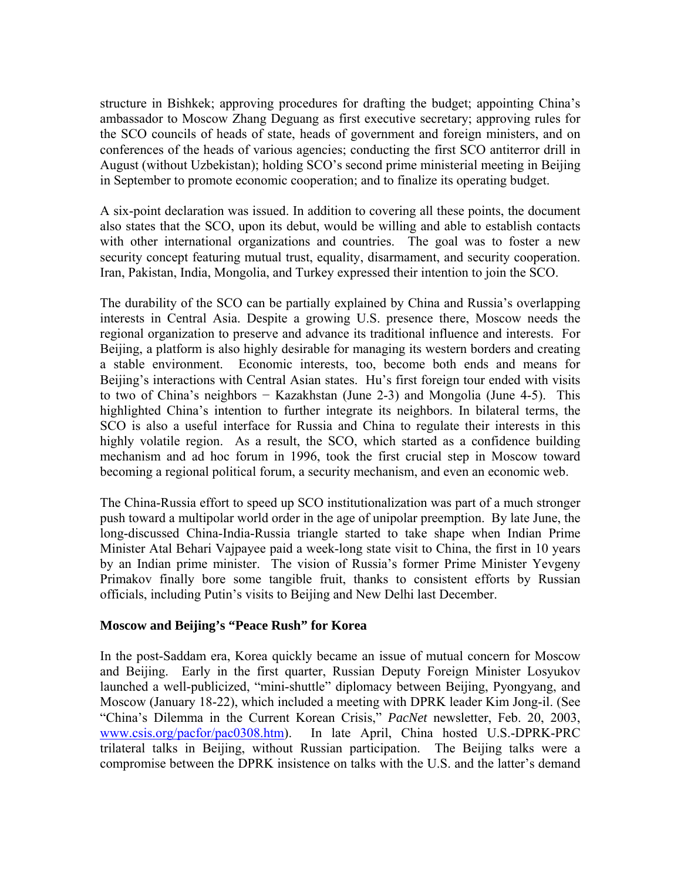structure in Bishkek; approving procedures for drafting the budget; appointing China's ambassador to Moscow Zhang Deguang as first executive secretary; approving rules for the SCO councils of heads of state, heads of government and foreign ministers, and on conferences of the heads of various agencies; conducting the first SCO antiterror drill in August (without Uzbekistan); holding SCO's second prime ministerial meeting in Beijing in September to promote economic cooperation; and to finalize its operating budget.

A six-point declaration was issued. In addition to covering all these points, the document also states that the SCO, upon its debut, would be willing and able to establish contacts with other international organizations and countries. The goal was to foster a new security concept featuring mutual trust, equality, disarmament, and security cooperation. Iran, Pakistan, India, Mongolia, and Turkey expressed their intention to join the SCO.

The durability of the SCO can be partially explained by China and Russia's overlapping interests in Central Asia. Despite a growing U.S. presence there, Moscow needs the regional organization to preserve and advance its traditional influence and interests. For Beijing, a platform is also highly desirable for managing its western borders and creating a stable environment. Economic interests, too, become both ends and means for Beijing's interactions with Central Asian states. Hu's first foreign tour ended with visits to two of China's neighbors − Kazakhstan (June 2-3) and Mongolia (June 4-5). This highlighted China's intention to further integrate its neighbors. In bilateral terms, the SCO is also a useful interface for Russia and China to regulate their interests in this highly volatile region. As a result, the SCO, which started as a confidence building mechanism and ad hoc forum in 1996, took the first crucial step in Moscow toward becoming a regional political forum, a security mechanism, and even an economic web.

The China-Russia effort to speed up SCO institutionalization was part of a much stronger push toward a multipolar world order in the age of unipolar preemption. By late June, the long-discussed China-India-Russia triangle started to take shape when Indian Prime Minister Atal Behari Vajpayee paid a week-long state visit to China, the first in 10 years by an Indian prime minister. The vision of Russia's former Prime Minister Yevgeny Primakov finally bore some tangible fruit, thanks to consistent efforts by Russian officials, including Putin's visits to Beijing and New Delhi last December.

**Moscow and Beijing's "Peace Rush" for Korea**

In the post-Saddam era, Korea quickly became an issue of mutual concern for Moscow and Beijing. Early in the first quarter, Russian Deputy Foreign Minister Losyukov launched a well-publicized, "mini-shuttle" diplomacy between Beijing, Pyongyang, and Moscow (January 18-22), which included a meeting with DPRK leader Kim Jong-il. (See "China's Dilemma in the Current Korean Crisis," *PacNet* newsletter, Feb. 20, 2003, www.csis.org/pacfor/pac0308.htm). In late April, China hosted U.S.-DPRK-PRC trilateral talks in Beijing, without Russian participation. The Beijing talks were a compromise between the DPRK insistence on talks with the U.S. and the latter's demand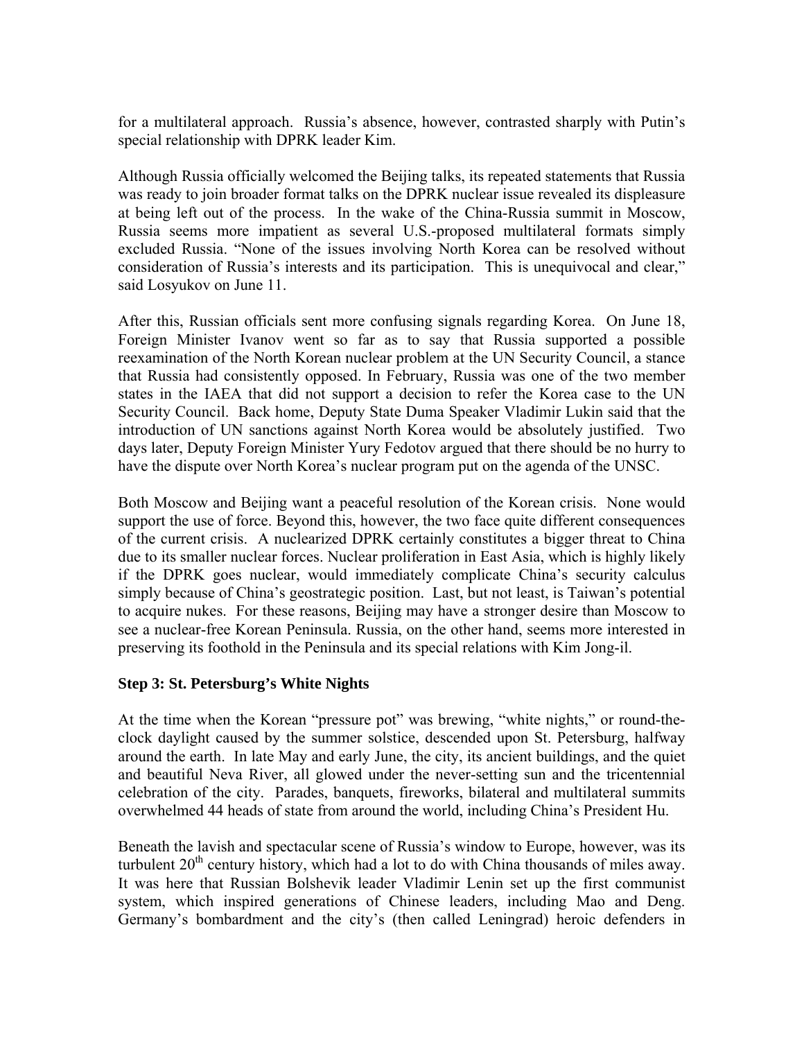for a multilateral approach. Russia's absence, however, contrasted sharply with Putin's special relationship with DPRK leader Kim.

Although Russia officially welcomed the Beijing talks, its repeated statements that Russia was ready to join broader format talks on the DPRK nuclear issue revealed its displeasure at being left out of the process. In the wake of the China-Russia summit in Moscow, Russia seems more impatient as several U.S.-proposed multilateral formats simply excluded Russia. "None of the issues involving North Korea can be resolved without consideration of Russia's interests and its participation. This is unequivocal and clear," said Losyukov on June 11.

After this, Russian officials sent more confusing signals regarding Korea. On June 18, Foreign Minister Ivanov went so far as to say that Russia supported a possible reexamination of the North Korean nuclear problem at the UN Security Council, a stance that Russia had consistently opposed. In February, Russia was one of the two member states in the IAEA that did not support a decision to refer the Korea case to the UN Security Council. Back home, Deputy State Duma Speaker Vladimir Lukin said that the introduction of UN sanctions against North Korea would be absolutely justified. Two days later, Deputy Foreign Minister Yury Fedotov argued that there should be no hurry to have the dispute over North Korea's nuclear program put on the agenda of the UNSC.

Both Moscow and Beijing want a peaceful resolution of the Korean crisis. None would support the use of force. Beyond this, however, the two face quite different consequences of the current crisis. A nuclearized DPRK certainly constitutes a bigger threat to China due to its smaller nuclear forces. Nuclear proliferation in East Asia, which is highly likely if the DPRK goes nuclear, would immediately complicate China's security calculus simply because of China's geostrategic position. Last, but not least, is Taiwan's potential to acquire nukes. For these reasons, Beijing may have a stronger desire than Moscow to see a nuclear-free Korean Peninsula. Russia, on the other hand, seems more interested in preserving its foothold in the Peninsula and its special relations with Kim Jong-il.

**Step 3: St. Petersburg's White Nights**

At the time when the Korean "pressure pot" was brewing, "white nights," or round-the-clock daylight caused by the summer solstice, descended upon St. Petersburg, halfway around the earth. In late May and early June, the city, its ancient buildings, and the quiet and beautiful Neva River, all glowed under the never-setting sun and the tricentennial celebration of the city. Parades, banquets, fireworks, bilateral and multilateral summits overwhelmed 44 heads of state from around the world, including China's President Hu.

Beneath the lavish and spectacular scene of Russia's window to Europe, however, was its turbulent 20th century history, which had a lot to do with China thousands of miles away. It was here that Russian Bolshevik leader Vladimir Lenin set up the first communist system, which inspired generations of Chinese leaders, including Mao and Deng. Germany's bombardment and the city's (then called Leningrad) heroic defenders in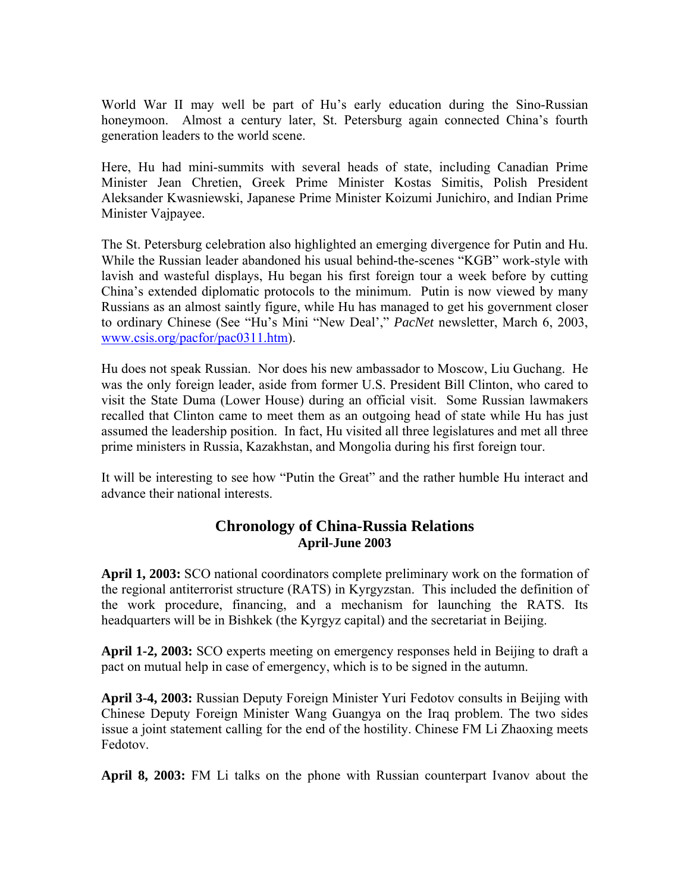World War II may well be part of Hu's early education during the Sino-Russian honeymoon. Almost a century later, St. Petersburg again connected China's fourth generation leaders to the world scene.

Here, Hu had mini-summits with several heads of state, including Canadian Prime Minister Jean Chretien, Greek Prime Minister Kostas Simitis, Polish President Aleksander Kwasniewski, Japanese Prime Minister Koizumi Junichiro, and Indian Prime Minister Vajpayee.

The St. Petersburg celebration also highlighted an emerging divergence for Putin and Hu. While the Russian leader abandoned his usual behind-the-scenes "KGB" work-style with lavish and wasteful displays, Hu began his first foreign tour a week before by cutting China's extended diplomatic protocols to the minimum. Putin is now viewed by many Russians as an almost saintly figure, while Hu has managed to get his government closer to ordinary Chinese (See "Hu's Mini "New Deal'," *PacNet* newsletter, March 6, 2003, [www.csis.org/pacfor/pac0311.htm](www.csis.org/pacfor/pac0311.htm)).

Hu does not speak Russian. Nor does his new ambassador to Moscow, Liu Guchang. He was the only foreign leader, aside from former U.S. President Bill Clinton, who cared to visit the State Duma (Lower House) during an official visit. Some Russian lawmakers recalled that Clinton came to meet them as an outgoing head of state while Hu has just assumed the leadership position. In fact, Hu visited all three legislatures and met all three prime ministers in Russia, Kazakhstan, and Mongolia during his first foreign tour.

It will be interesting to see how "Putin the Great" and the rather humble Hu interact and advance their national interests.

## Chronology of China-Russia Relations
### April-June 2003

**April 1, 2003:** SCO national coordinators complete preliminary work on the formation of the regional antiterrorist structure (RATS) in Kyrgyzstan. This included the definition of the work procedure, financing, and a mechanism for launching the RATS. Its headquarters will be in Bishkek (the Kyrgyz capital) and the secretariat in Beijing.

**April 1-2, 2003:** SCO experts meeting on emergency responses held in Beijing to draft a pact on mutual help in case of emergency, which is to be signed in the autumn.

**April 3-4, 2003:** Russian Deputy Foreign Minister Yuri Fedotov consults in Beijing with Chinese Deputy Foreign Minister Wang Guangya on the Iraq problem. The two sides issue a joint statement calling for the end of the hostility. Chinese FM Li Zhaoxing meets Fedotov.

**April 8, 2003:** FM Li talks on the phone with Russian counterpart Ivanov about the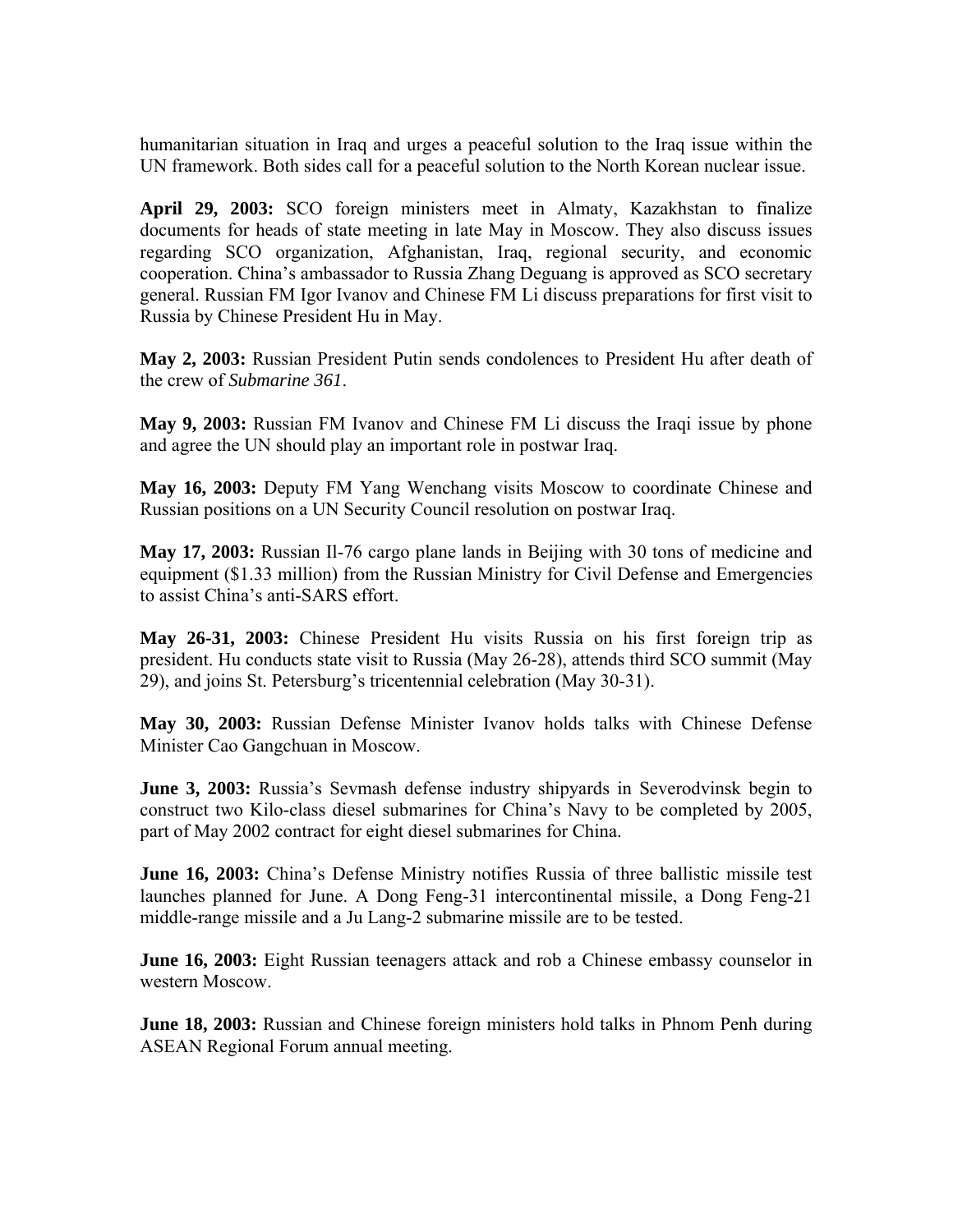humanitarian situation in Iraq and urges a peaceful solution to the Iraq issue within the UN framework. Both sides call for a peaceful solution to the North Korean nuclear issue.

**April 29, 2003:** SCO foreign ministers meet in Almaty, Kazakhstan to finalize documents for heads of state meeting in late May in Moscow. They also discuss issues regarding SCO organization, Afghanistan, Iraq, regional security, and economic cooperation. China's ambassador to Russia Zhang Deguang is approved as SCO secretary general. Russian FM Igor Ivanov and Chinese FM Li discuss preparations for first visit to Russia by Chinese President Hu in May.

**May 2, 2003:** Russian President Putin sends condolences to President Hu after death of the crew of *Submarine 361*.

**May 9, 2003:** Russian FM Ivanov and Chinese FM Li discuss the Iraqi issue by phone and agree the UN should play an important role in postwar Iraq.

**May 16, 2003:** Deputy FM Yang Wenchang visits Moscow to coordinate Chinese and Russian positions on a UN Security Council resolution on postwar Iraq.

**May 17, 2003:** Russian Il-76 cargo plane lands in Beijing with 30 tons of medicine and equipment ($1.33 million) from the Russian Ministry for Civil Defense and Emergencies to assist China's anti-SARS effort.

**May 26-31, 2003:** Chinese President Hu visits Russia on his first foreign trip as president. Hu conducts state visit to Russia (May 26-28), attends third SCO summit (May 29), and joins St. Petersburg's tricentennial celebration (May 30-31).

**May 30, 2003:** Russian Defense Minister Ivanov holds talks with Chinese Defense Minister Cao Gangchuan in Moscow.

**June 3, 2003:** Russia's Sevmash defense industry shipyards in Severodvinsk begin to construct two Kilo-class diesel submarines for China's Navy to be completed by 2005, part of May 2002 contract for eight diesel submarines for China.

**June 16, 2003:** China's Defense Ministry notifies Russia of three ballistic missile test launches planned for June. A Dong Feng-31 intercontinental missile, a Dong Feng-21 middle-range missile and a Ju Lang-2 submarine missile are to be tested.

**June 16, 2003:** Eight Russian teenagers attack and rob a Chinese embassy counselor in western Moscow.

**June 18, 2003:** Russian and Chinese foreign ministers hold talks in Phnom Penh during ASEAN Regional Forum annual meeting.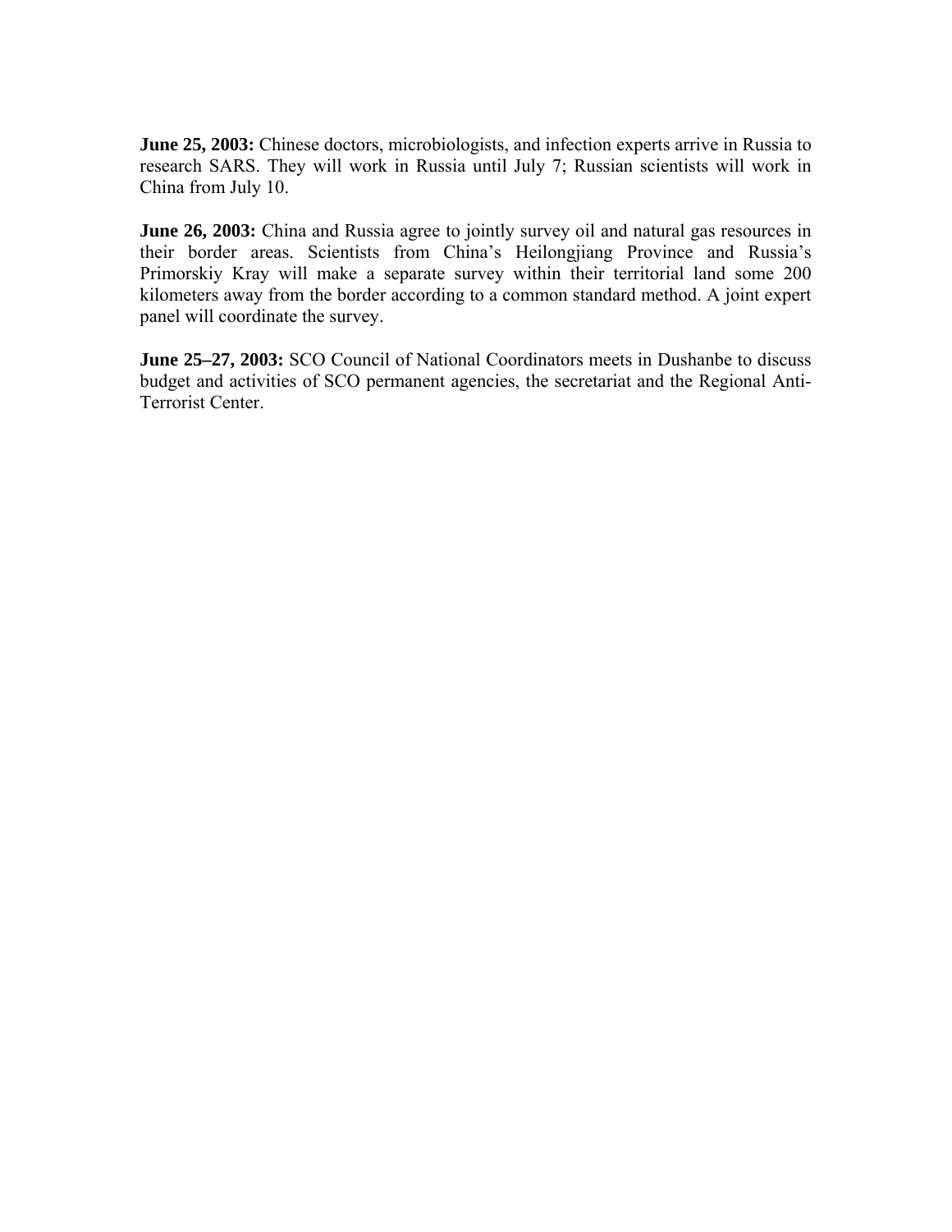**June 25, 2003:** Chinese doctors, microbiologists, and infection experts arrive in Russia to research SARS. They will work in Russia until July 7; Russian scientists will work in China from July 10.

**June 26, 2003:** China and Russia agree to jointly survey oil and natural gas resources in their border areas. Scientists from China's Heilongjiang Province and Russia's Primorskiy Kray will make a separate survey within their territorial land some 200 kilometers away from the border according to a common standard method. A joint expert panel will coordinate the survey.

**June 25–27, 2003:** SCO Council of National Coordinators meets in Dushanbe to discuss budget and activities of SCO permanent agencies, the secretariat and the Regional Anti-Terrorist Center.